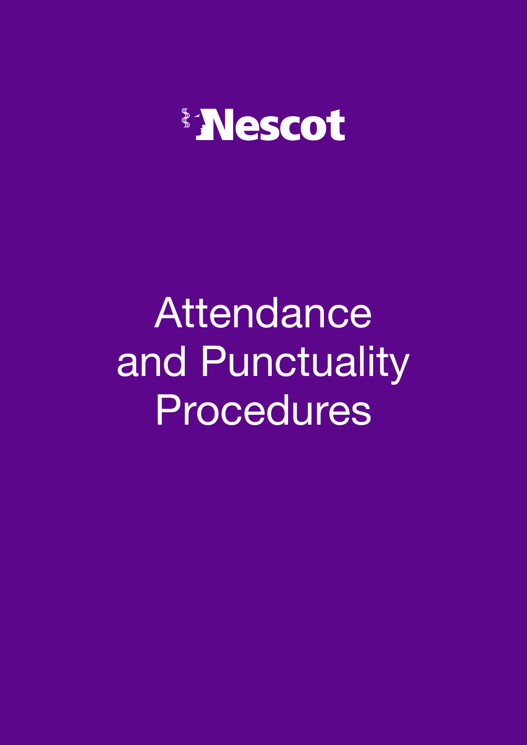Nescot

# Attendance and Punctuality Procedures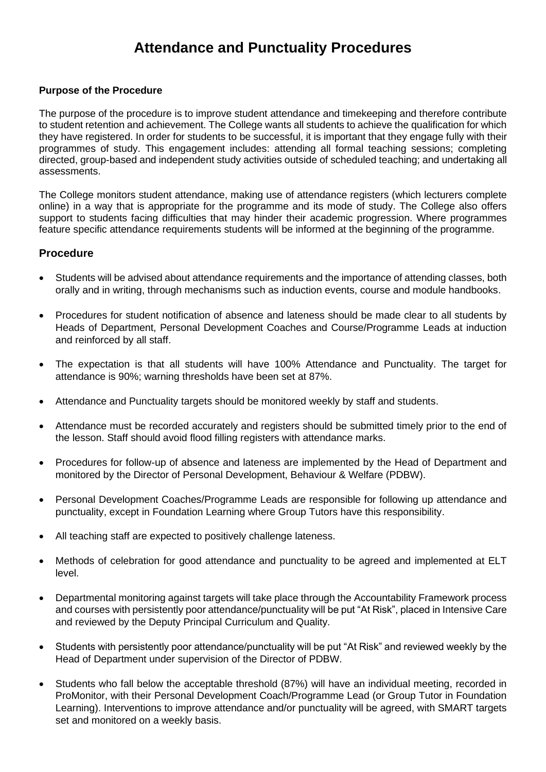# Attendance and Punctuality Procedures

**Purpose of the Procedure**

The purpose of the procedure is to improve student attendance and timekeeping and therefore contribute to student retention and achievement. The College wants all students to achieve the qualification for which they have registered. In order for students to be successful, it is important that they engage fully with their programmes of study. This engagement includes: attending all formal teaching sessions; completing directed, group-based and independent study activities outside of scheduled teaching; and undertaking all assessments.

The College monitors student attendance, making use of attendance registers (which lecturers complete online) in a way that is appropriate for the programme and its mode of study. The College also offers support to students facing difficulties that may hinder their academic progression. Where programmes feature specific attendance requirements students will be informed at the beginning of the programme.

## Procedure

- Students will be advised about attendance requirements and the importance of attending classes, both orally and in writing, through mechanisms such as induction events, course and module handbooks.
- Procedures for student notification of absence and lateness should be made clear to all students by Heads of Department, Personal Development Coaches and Course/Programme Leads at induction and reinforced by all staff.
- The expectation is that all students will have 100% Attendance and Punctuality. The target for attendance is 90%; warning thresholds have been set at 87%.
- Attendance and Punctuality targets should be monitored weekly by staff and students.
- Attendance must be recorded accurately and registers should be submitted timely prior to the end of the lesson. Staff should avoid flood filling registers with attendance marks.
- Procedures for follow-up of absence and lateness are implemented by the Head of Department and monitored by the Director of Personal Development, Behaviour & Welfare (PDBW).
- Personal Development Coaches/Programme Leads are responsible for following up attendance and punctuality, except in Foundation Learning where Group Tutors have this responsibility.
- All teaching staff are expected to positively challenge lateness.
- Methods of celebration for good attendance and punctuality to be agreed and implemented at ELT level.
- Departmental monitoring against targets will take place through the Accountability Framework process and courses with persistently poor attendance/punctuality will be put "At Risk", placed in Intensive Care and reviewed by the Deputy Principal Curriculum and Quality.
- Students with persistently poor attendance/punctuality will be put "At Risk" and reviewed weekly by the Head of Department under supervision of the Director of PDBW.
- Students who fall below the acceptable threshold (87%) will have an individual meeting, recorded in ProMonitor, with their Personal Development Coach/Programme Lead (or Group Tutor in Foundation Learning). Interventions to improve attendance and/or punctuality will be agreed, with SMART targets set and monitored on a weekly basis.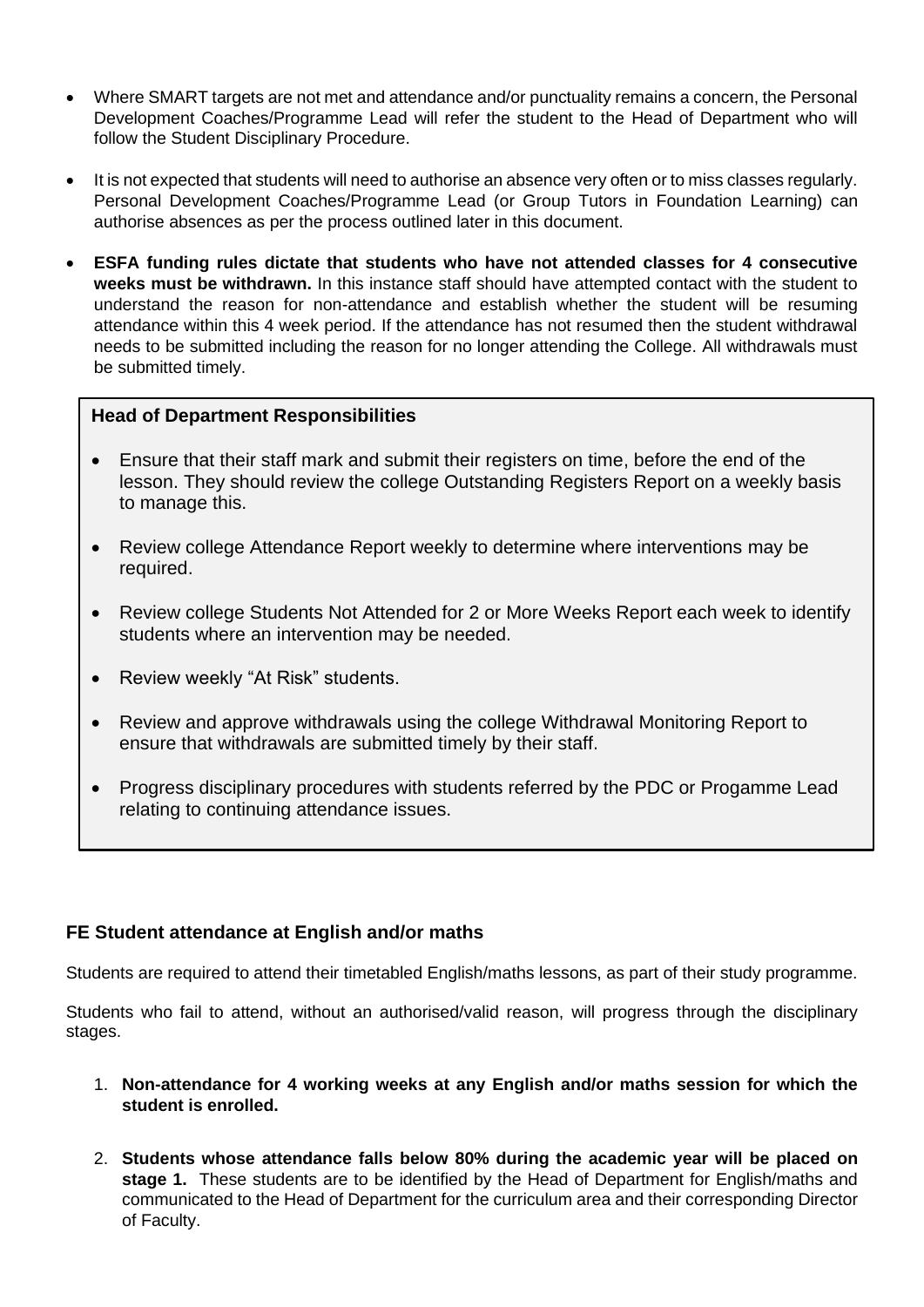- Where SMART targets are not met and attendance and/or punctuality remains a concern, the Personal Development Coaches/Programme Lead will refer the student to the Head of Department who will follow the Student Disciplinary Procedure.

- It is not expected that students will need to authorise an absence very often or to miss classes regularly. Personal Development Coaches/Programme Lead (or Group Tutors in Foundation Learning) can authorise absences as per the process outlined later in this document.

- **ESFA funding rules dictate that students who have not attended classes for 4 consecutive weeks must be withdrawn.** In this instance staff should have attempted contact with the student to understand the reason for non-attendance and establish whether the student will be resuming attendance within this 4 week period. If the attendance has not resumed then the student withdrawal needs to be submitted including the reason for no longer attending the College. All withdrawals must be submitted timely.

**Head of Department Responsibilities**

- Ensure that their staff mark and submit their registers on time, before the end of the lesson. They should review the college Outstanding Registers Report on a weekly basis to manage this.

- Review college Attendance Report weekly to determine where interventions may be required.

- Review college Students Not Attended for 2 or More Weeks Report each week to identify students where an intervention may be needed.

- Review weekly "At Risk" students.

- Review and approve withdrawals using the college Withdrawal Monitoring Report to ensure that withdrawals are submitted timely by their staff.

- Progress disciplinary procedures with students referred by the PDC or Progamme Lead relating to continuing attendance issues.

### FE Student attendance at English and/or maths

Students are required to attend their timetabled English/maths lessons, as part of their study programme.

Students who fail to attend, without an authorised/valid reason, will progress through the disciplinary stages.

1. **Non-attendance for 4 working weeks at any English and/or maths session for which the student is enrolled.**

2. **Students whose attendance falls below 80% during the academic year will be placed on stage 1.** These students are to be identified by the Head of Department for English/maths and communicated to the Head of Department for the curriculum area and their corresponding Director of Faculty.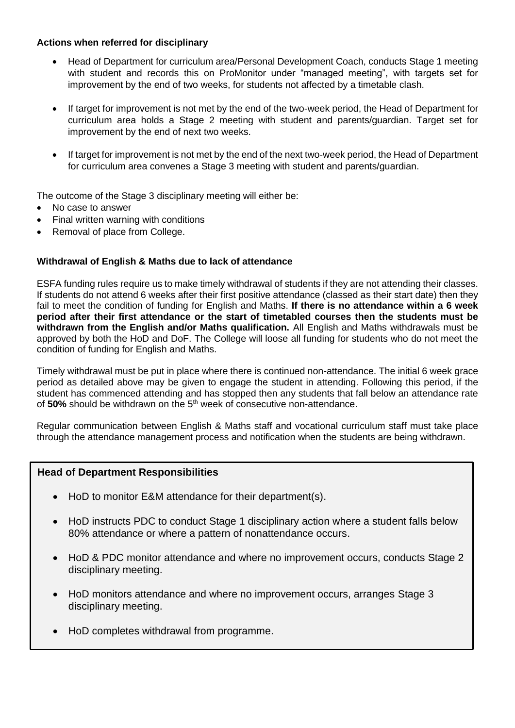**Actions when referred for disciplinary**

- Head of Department for curriculum area/Personal Development Coach, conducts Stage 1 meeting with student and records this on ProMonitor under "managed meeting", with targets set for improvement by the end of two weeks, for students not affected by a timetable clash.

- If target for improvement is not met by the end of the two-week period, the Head of Department for curriculum area holds a Stage 2 meeting with student and parents/guardian. Target set for improvement by the end of next two weeks.

- If target for improvement is not met by the end of the next two-week period, the Head of Department for curriculum area convenes a Stage 3 meeting with student and parents/guardian.

The outcome of the Stage 3 disciplinary meeting will either be:

- No case to answer
- Final written warning with conditions
- Removal of place from College.

**Withdrawal of English & Maths due to lack of attendance**

ESFA funding rules require us to make timely withdrawal of students if they are not attending their classes. If students do not attend 6 weeks after their first positive attendance (classed as their start date) then they fail to meet the condition of funding for English and Maths. **If there is no attendance within a 6 week period after their first attendance or the start of timetabled courses then the students must be withdrawn from the English and/or Maths qualification.** All English and Maths withdrawals must be approved by both the HoD and DoF. The College will loose all funding for students who do not meet the condition of funding for English and Maths.

Timely withdrawal must be put in place where there is continued non-attendance. The initial 6 week grace period as detailed above may be given to engage the student in attending. Following this period, if the student has commenced attending and has stopped then any students that fall below an attendance rate of **50%** should be withdrawn on the 5th week of consecutive non-attendance.

Regular communication between English & Maths staff and vocational curriculum staff must take place through the attendance management process and notification when the students are being withdrawn.

**Head of Department Responsibilities**

- HoD to monitor E&M attendance for their department(s).

- HoD instructs PDC to conduct Stage 1 disciplinary action where a student falls below 80% attendance or where a pattern of nonattendance occurs.

- HoD & PDC monitor attendance and where no improvement occurs, conducts Stage 2 disciplinary meeting.

- HoD monitors attendance and where no improvement occurs, arranges Stage 3 disciplinary meeting.

- HoD completes withdrawal from programme.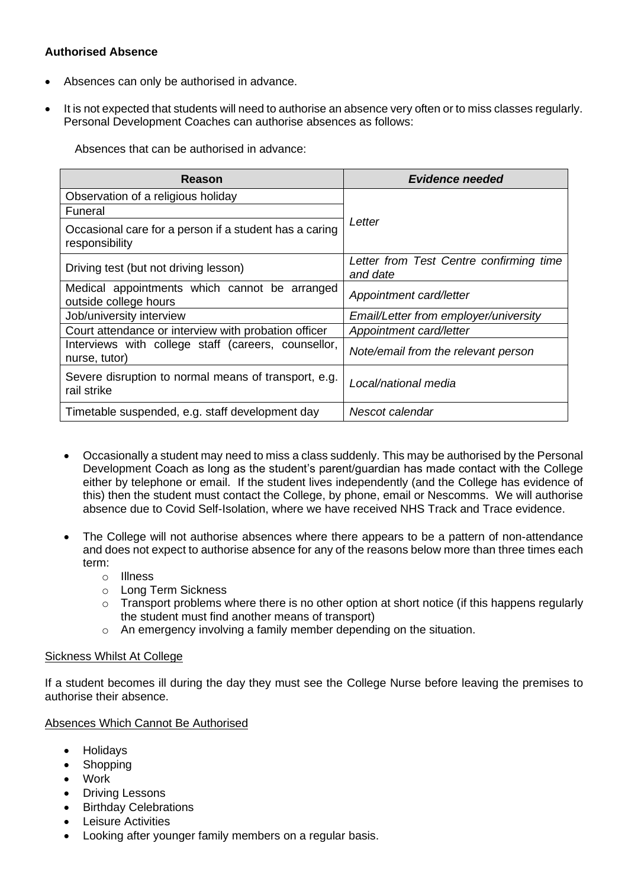**Authorised Absence**

- Absences can only be authorised in advance.
- It is not expected that students will need to authorise an absence very often or to miss classes regularly. Personal Development Coaches can authorise absences as follows:

Absences that can be authorised in advance:

| Reason | *Evidence needed* |
|---|---|
| Observation of a religious holiday | *Letter* |
| Funeral | *Letter* |
| Occasional care for a person if a student has a caring responsibility | *Letter* |
| Driving test (but not driving lesson) | *Letter from Test Centre confirming time and date* |
| Medical appointments which cannot be arranged outside college hours | *Appointment card/letter* |
| Job/university interview | *Email/Letter from employer/university* |
| Court attendance or interview with probation officer | *Appointment card/letter* |
| Interviews with college staff (careers, counsellor, nurse, tutor) | *Note/email from the relevant person* |
| Severe disruption to normal means of transport, e.g. rail strike | *Local/national media* |
| Timetable suspended, e.g. staff development day | *Nescot calendar* |

- Occasionally a student may need to miss a class suddenly. This may be authorised by the Personal Development Coach as long as the student's parent/guardian has made contact with the College either by telephone or email. If the student lives independently (and the College has evidence of this) then the student must contact the College, by phone, email or Nescomms. We will authorise absence due to Covid Self-Isolation, where we have received NHS Track and Trace evidence.
- The College will not authorise absences where there appears to be a pattern of non-attendance and does not expect to authorise absence for any of the reasons below more than three times each term:
  - Illness
  - Long Term Sickness
  - Transport problems where there is no other option at short notice (if this happens regularly the student must find another means of transport)
  - An emergency involving a family member depending on the situation.

<u>Sickness Whilst At College</u>

If a student becomes ill during the day they must see the College Nurse before leaving the premises to authorise their absence.

<u>Absences Which Cannot Be Authorised</u>

- Holidays
- Shopping
- Work
- Driving Lessons
- Birthday Celebrations
- Leisure Activities
- Looking after younger family members on a regular basis.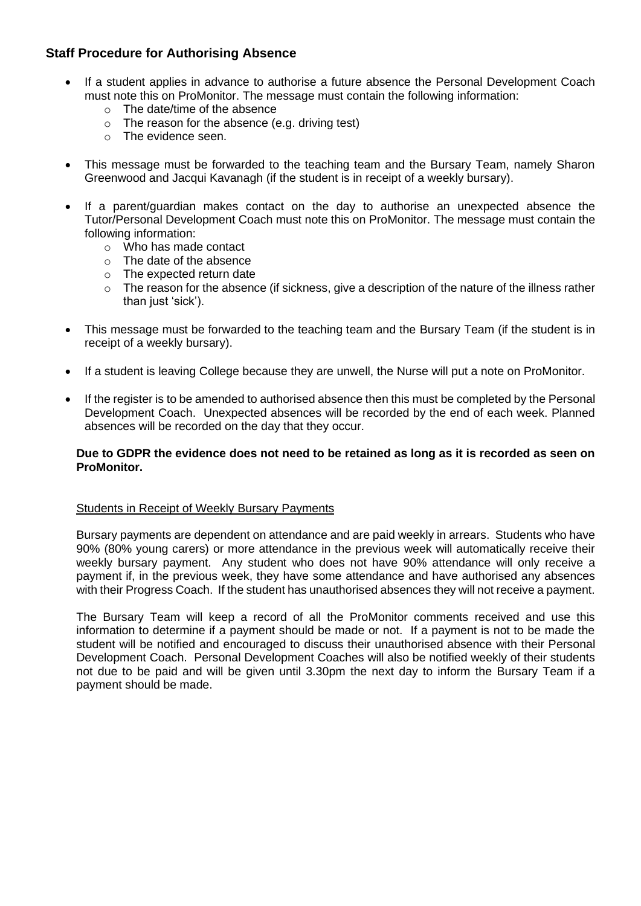## Staff Procedure for Authorising Absence

- If a student applies in advance to authorise a future absence the Personal Development Coach must note this on ProMonitor. The message must contain the following information:
  - The date/time of the absence
  - The reason for the absence (e.g. driving test)
  - The evidence seen.

- This message must be forwarded to the teaching team and the Bursary Team, namely Sharon Greenwood and Jacqui Kavanagh (if the student is in receipt of a weekly bursary).

- If a parent/guardian makes contact on the day to authorise an unexpected absence the Tutor/Personal Development Coach must note this on ProMonitor. The message must contain the following information:
  - Who has made contact
  - The date of the absence
  - The expected return date
  - The reason for the absence (if sickness, give a description of the nature of the illness rather than just 'sick').

- This message must be forwarded to the teaching team and the Bursary Team (if the student is in receipt of a weekly bursary).

- If a student is leaving College because they are unwell, the Nurse will put a note on ProMonitor.

- If the register is to be amended to authorised absence then this must be completed by the Personal Development Coach. Unexpected absences will be recorded by the end of each week. Planned absences will be recorded on the day that they occur.

**Due to GDPR the evidence does not need to be retained as long as it is recorded as seen on ProMonitor.**

<u>Students in Receipt of Weekly Bursary Payments</u>

Bursary payments are dependent on attendance and are paid weekly in arrears. Students who have 90% (80% young carers) or more attendance in the previous week will automatically receive their weekly bursary payment. Any student who does not have 90% attendance will only receive a payment if, in the previous week, they have some attendance and have authorised any absences with their Progress Coach. If the student has unauthorised absences they will not receive a payment.

The Bursary Team will keep a record of all the ProMonitor comments received and use this information to determine if a payment should be made or not. If a payment is not to be made the student will be notified and encouraged to discuss their unauthorised absence with their Personal Development Coach. Personal Development Coaches will also be notified weekly of their students not due to be paid and will be given until 3.30pm the next day to inform the Bursary Team if a payment should be made.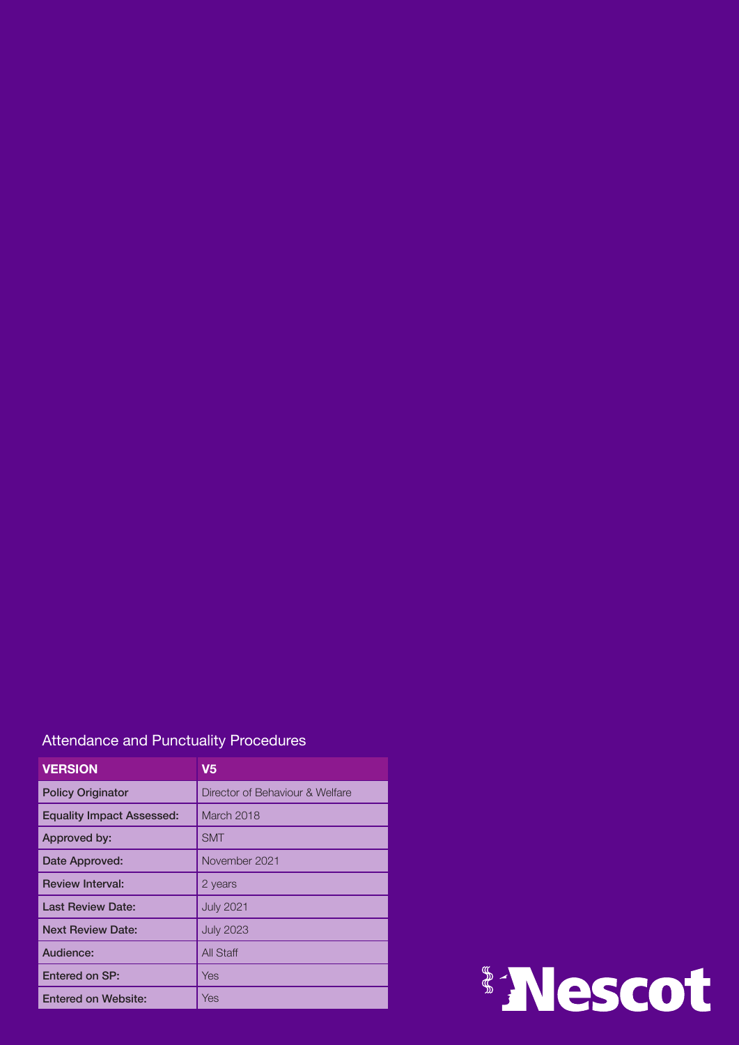Attendance and Punctuality Procedures

| VERSION | V5 |
|---|---|
| Policy Originator | Director of Behaviour & Welfare |
| Equality Impact Assessed: | March 2018 |
| Approved by: | SMT |
| Date Approved: | November 2021 |
| Review Interval: | 2 years |
| Last Review Date: | July 2021 |
| Next Review Date: | July 2023 |
| Audience: | All Staff |
| Entered on SP: | Yes |
| Entered on Website: | Yes |

Nescot